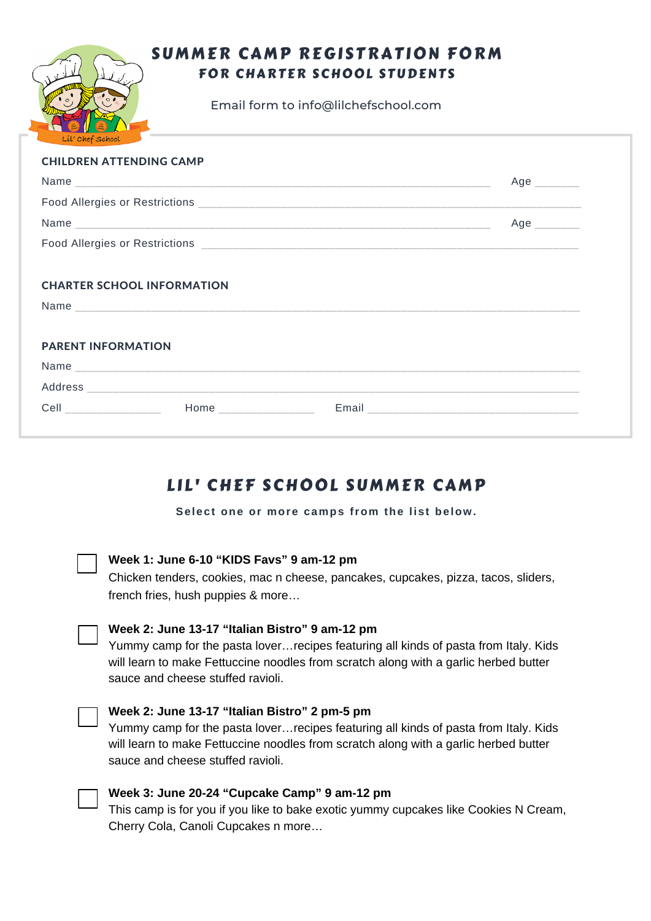# SUMMER CAMP REGISTRATION FORM

## FOR CHARTER SCHOOL STUDENTS

Email form to info@lilchefschool.com

### CHILDREN ATTENDING CAMP

Name ______________________________________________ Age _______

Food Allergies or Restrictions ______________________________________________

Name ______________________________________________ Age _______

Food Allergies or Restrictions ______________________________________________

### CHARTER SCHOOL INFORMATION

Name ______________________________________________

### PARENT INFORMATION

Name ______________________________________________

Address ______________________________________________

Cell _______________ Home _______________ Email ______________________________

## LIL' CHEF SCHOOL SUMMER CAMP

**Select one or more camps from the list below.**

- ☐ **Week 1: June 6-10 "KIDS Favs" 9 am-12 pm**
  Chicken tenders, cookies, mac n cheese, pancakes, cupcakes, pizza, tacos, sliders, french fries, hush puppies & more…

- ☐ **Week 2: June 13-17 "Italian Bistro" 9 am-12 pm**
  Yummy camp for the pasta lover…recipes featuring all kinds of pasta from Italy. Kids will learn to make Fettuccine noodles from scratch along with a garlic herbed butter sauce and cheese stuffed ravioli.

- ☐ **Week 2: June 13-17 "Italian Bistro" 2 pm-5 pm**
  Yummy camp for the pasta lover…recipes featuring all kinds of pasta from Italy. Kids will learn to make Fettuccine noodles from scratch along with a garlic herbed butter sauce and cheese stuffed ravioli.

- ☐ **Week 3: June 20-24 "Cupcake Camp" 9 am-12 pm**
  This camp is for you if you like to bake exotic yummy cupcakes like Cookies N Cream, Cherry Cola, Canoli Cupcakes n more…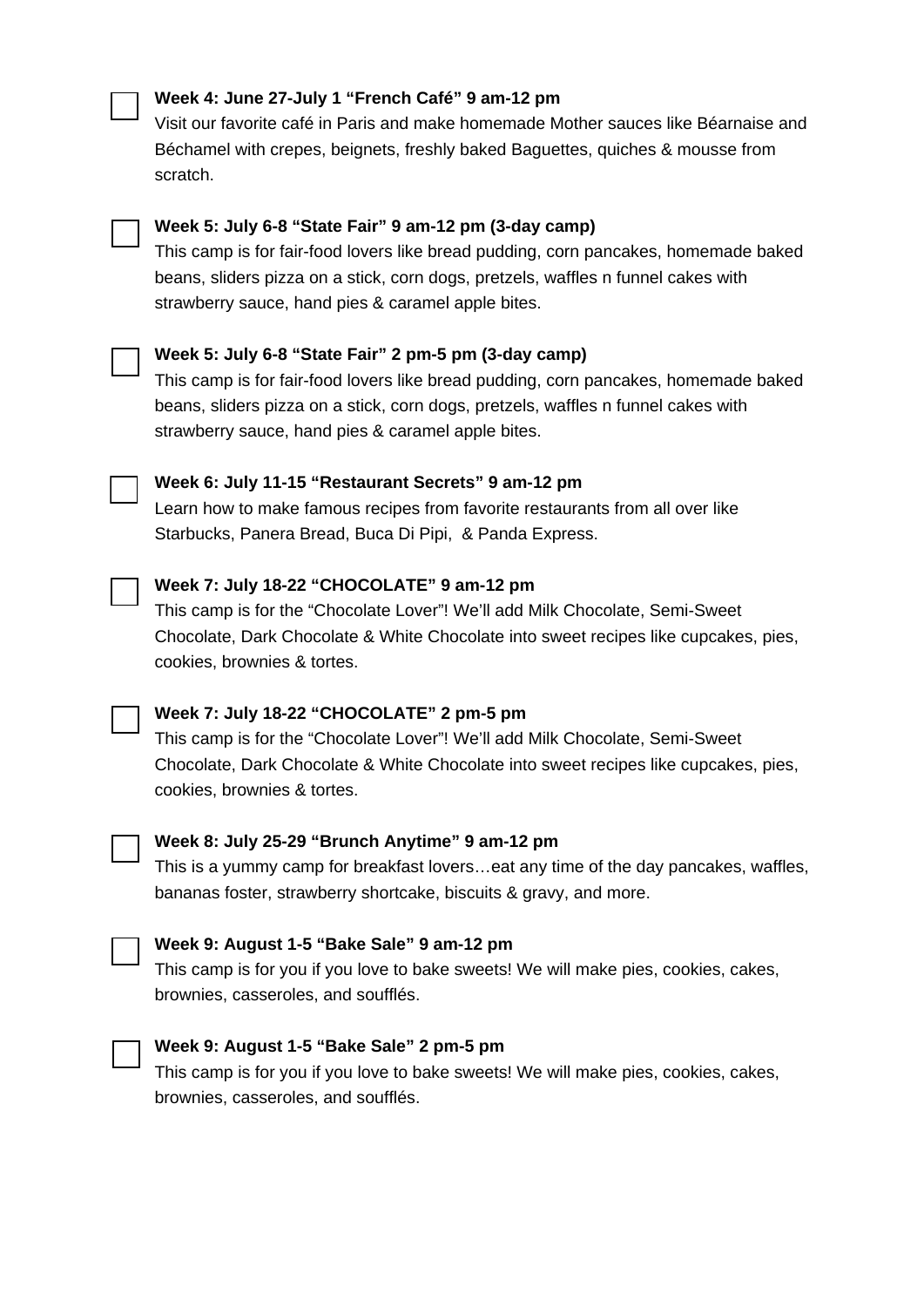- [ ] **Week 4: June 27-July 1 "French Café" 9 am-12 pm**
Visit our favorite café in Paris and make homemade Mother sauces like Béarnaise and Béchamel with crepes, beignets, freshly baked Baguettes, quiches & mousse from scratch.

- [ ] **Week 5: July 6-8 "State Fair" 9 am-12 pm (3-day camp)**
This camp is for fair-food lovers like bread pudding, corn pancakes, homemade baked beans, sliders pizza on a stick, corn dogs, pretzels, waffles n funnel cakes with strawberry sauce, hand pies & caramel apple bites.

- [ ] **Week 5: July 6-8 "State Fair" 2 pm-5 pm (3-day camp)**
This camp is for fair-food lovers like bread pudding, corn pancakes, homemade baked beans, sliders pizza on a stick, corn dogs, pretzels, waffles n funnel cakes with strawberry sauce, hand pies & caramel apple bites.

- [ ] **Week 6: July 11-15 "Restaurant Secrets" 9 am-12 pm**
Learn how to make famous recipes from favorite restaurants from all over like Starbucks, Panera Bread, Buca Di Pipi, & Panda Express.

- [ ] **Week 7: July 18-22 "CHOCOLATE" 9 am-12 pm**
This camp is for the "Chocolate Lover"! We'll add Milk Chocolate, Semi-Sweet Chocolate, Dark Chocolate & White Chocolate into sweet recipes like cupcakes, pies, cookies, brownies & tortes.

- [ ] **Week 7: July 18-22 "CHOCOLATE" 2 pm-5 pm**
This camp is for the "Chocolate Lover"! We'll add Milk Chocolate, Semi-Sweet Chocolate, Dark Chocolate & White Chocolate into sweet recipes like cupcakes, pies, cookies, brownies & tortes.

- [ ] **Week 8: July 25-29 "Brunch Anytime" 9 am-12 pm**
This is a yummy camp for breakfast lovers…eat any time of the day pancakes, waffles, bananas foster, strawberry shortcake, biscuits & gravy, and more.

- [ ] **Week 9: August 1-5 "Bake Sale" 9 am-12 pm**
This camp is for you if you love to bake sweets! We will make pies, cookies, cakes, brownies, casseroles, and soufflés.

- [ ] **Week 9: August 1-5 "Bake Sale" 2 pm-5 pm**
This camp is for you if you love to bake sweets! We will make pies, cookies, cakes, brownies, casseroles, and soufflés.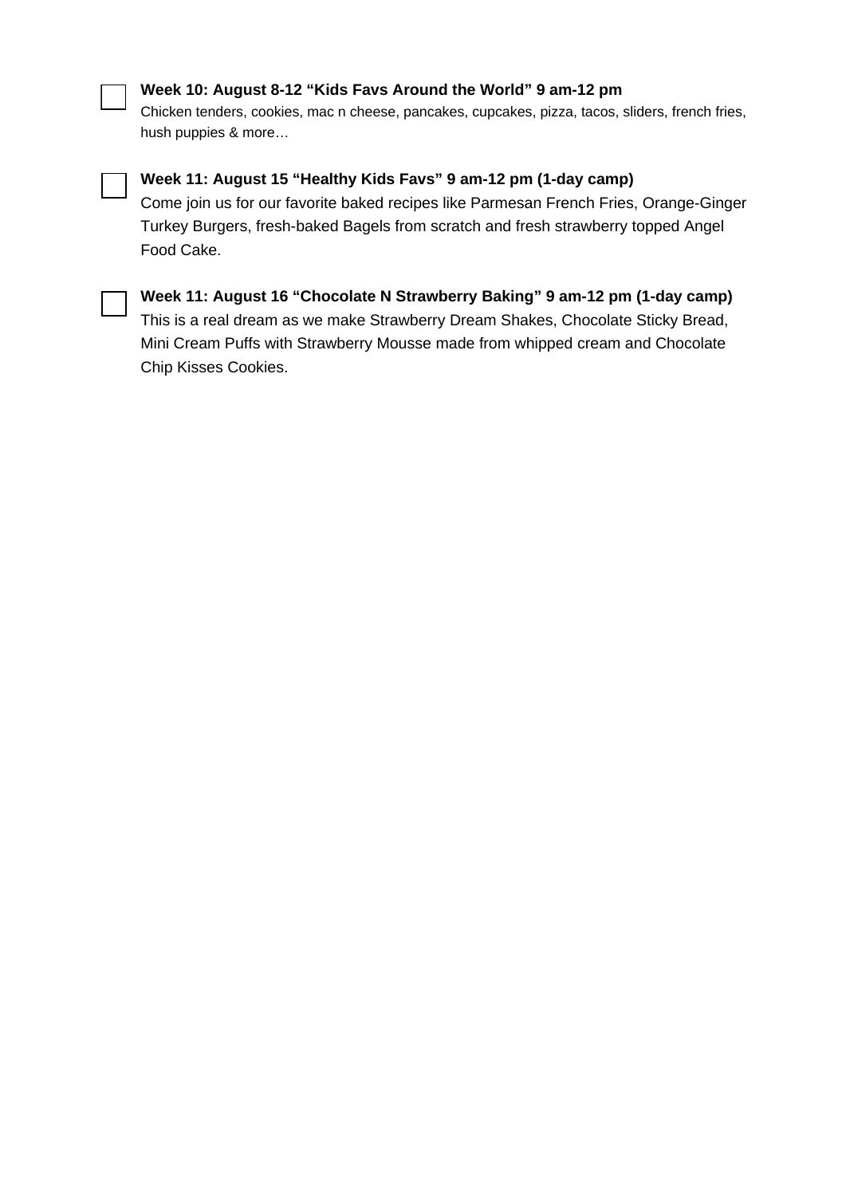- [ ] **Week 10: August 8-12 "Kids Favs Around the World" 9 am-12 pm**
  Chicken tenders, cookies, mac n cheese, pancakes, cupcakes, pizza, tacos, sliders, french fries, hush puppies & more…

- [ ] **Week 11: August 15 "Healthy Kids Favs" 9 am-12 pm (1-day camp)**
  Come join us for our favorite baked recipes like Parmesan French Fries, Orange-Ginger Turkey Burgers, fresh-baked Bagels from scratch and fresh strawberry topped Angel Food Cake.

- [ ] **Week 11: August 16 "Chocolate N Strawberry Baking" 9 am-12 pm (1-day camp)**
  This is a real dream as we make Strawberry Dream Shakes, Chocolate Sticky Bread, Mini Cream Puffs with Strawberry Mousse made from whipped cream and Chocolate Chip Kisses Cookies.